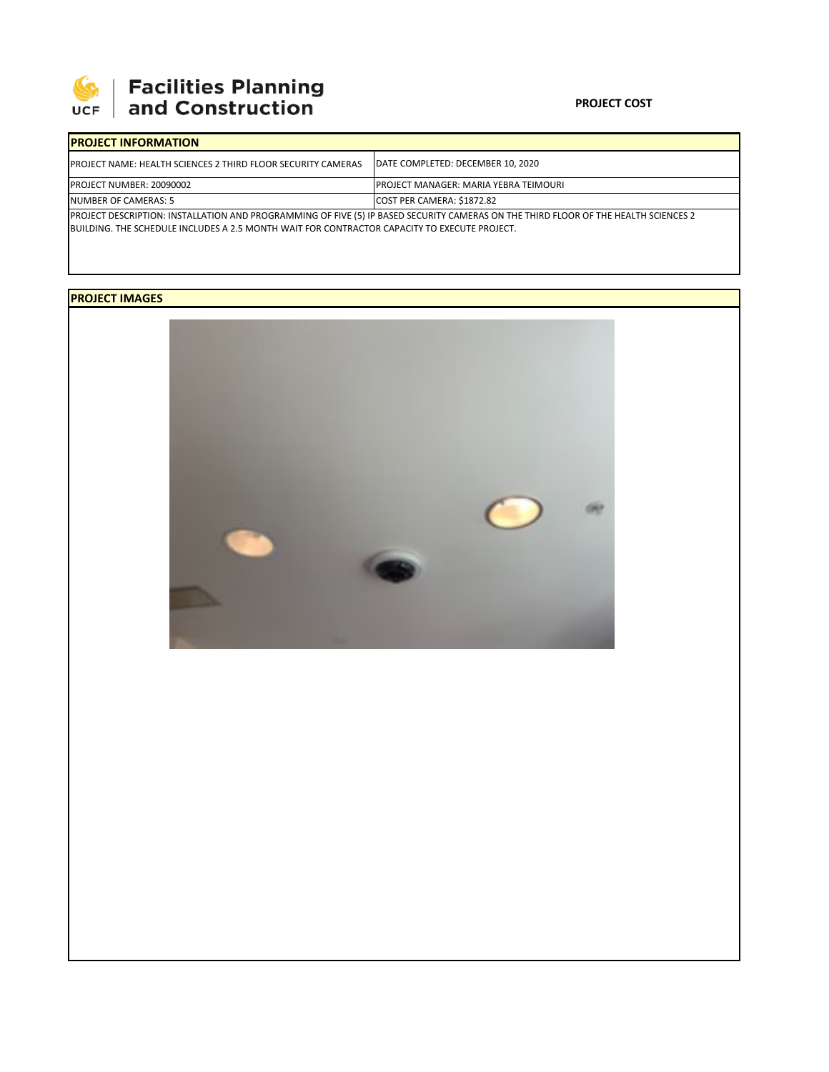# Facilities Planning and Construction

**PROJECT COST**

## PROJECT INFORMATION

| | |
|---|---|
| PROJECT NAME: HEALTH SCIENCES 2 THIRD FLOOR SECURITY CAMERAS | DATE COMPLETED: DECEMBER 10, 2020 |
| PROJECT NUMBER: 20090002 | PROJECT MANAGER: MARIA YEBRA TEIMOURI |
| NUMBER OF CAMERAS: 5 | COST PER CAMERA: $1872.82 |

PROJECT DESCRIPTION: INSTALLATION AND PROGRAMMING OF FIVE (5) IP BASED SECURITY CAMERAS ON THE THIRD FLOOR OF THE HEALTH SCIENCES 2 BUILDING. THE SCHEDULE INCLUDES A 2.5 MONTH WAIT FOR CONTRACTOR CAPACITY TO EXECUTE PROJECT.

## PROJECT IMAGES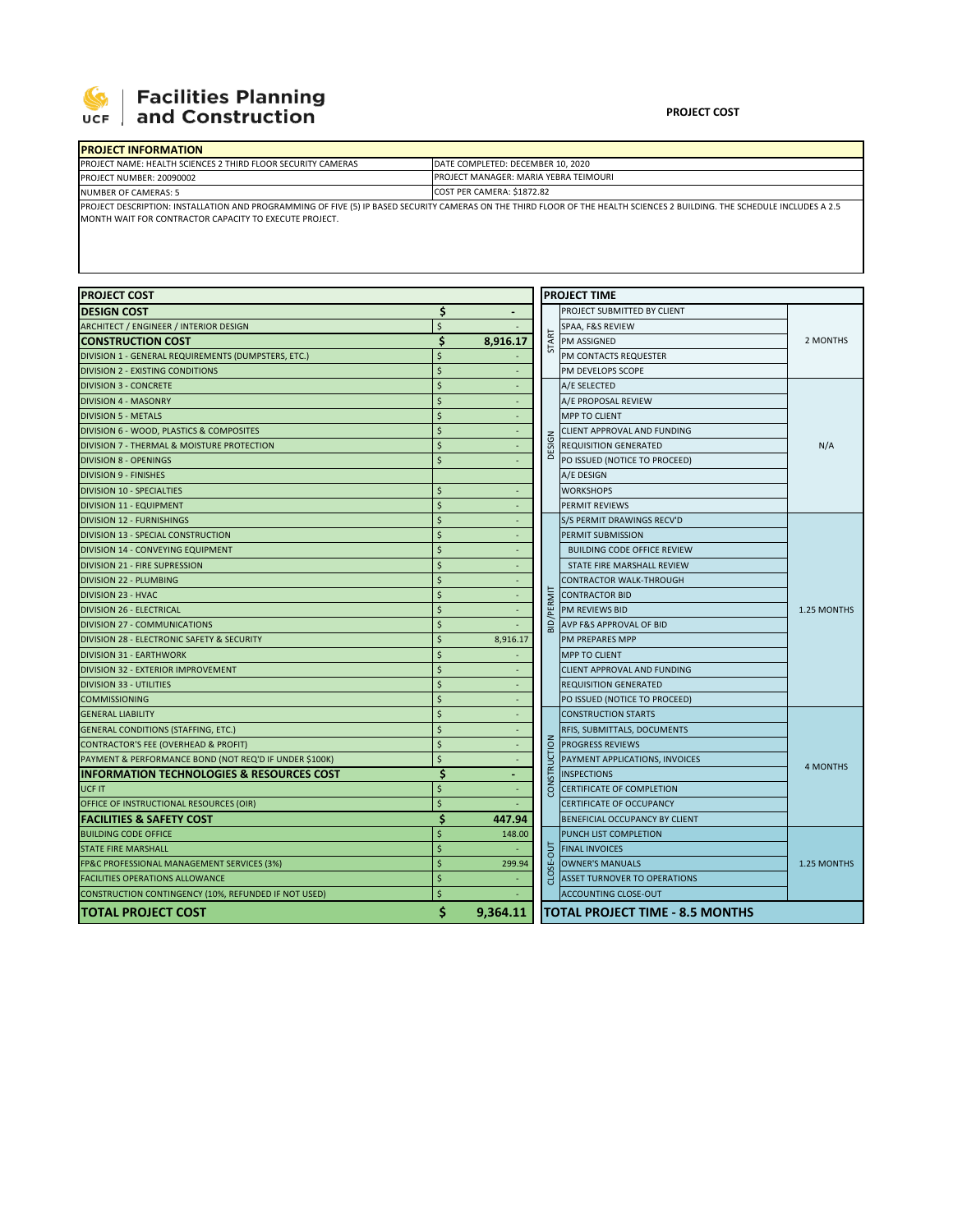**Facilities Planning and Construction**

**PROJECT COST**

| **PROJECT INFORMATION** | |
|---|---|
| PROJECT NAME: HEALTH SCIENCES 2 THIRD FLOOR SECURITY CAMERAS | DATE COMPLETED: DECEMBER 10, 2020 |
| PROJECT NUMBER: 20090002 | PROJECT MANAGER: MARIA YEBRA TEIMOURI |
| NUMBER OF CAMERAS: 5 | COST PER CAMERA: $1872.82 |

PROJECT DESCRIPTION: INSTALLATION AND PROGRAMMING OF FIVE (5) IP BASED SECURITY CAMERAS ON THE THIRD FLOOR OF THE HEALTH SCIENCES 2 BUILDING. THE SCHEDULE INCLUDES A 2.5 MONTH WAIT FOR CONTRACTOR CAPACITY TO EXECUTE PROJECT.

| **PROJECT COST** | |
|---|---|
| **DESIGN COST** | **$ -** |
| ARCHITECT / ENGINEER / INTERIOR DESIGN | $ - |
| **CONSTRUCTION COST** | **$ 8,916.17** |
| DIVISION 1 - GENERAL REQUIREMENTS (DUMPSTERS, ETC.) | $ - |
| DIVISION 2 - EXISTING CONDITIONS | $ - |
| DIVISION 3 - CONCRETE | $ - |
| DIVISION 4 - MASONRY | $ - |
| DIVISION 5 - METALS | $ - |
| DIVISION 6 - WOOD, PLASTICS & COMPOSITES | $ - |
| DIVISION 7 - THERMAL & MOISTURE PROTECTION | $ - |
| DIVISION 8 - OPENINGS | $ - |
| DIVISION 9 - FINISHES | |
| DIVISION 10 - SPECIALTIES | $ - |
| DIVISION 11 - EQUIPMENT | $ - |
| DIVISION 12 - FURNISHINGS | $ - |
| DIVISION 13 - SPECIAL CONSTRUCTION | $ - |
| DIVISION 14 - CONVEYING EQUIPMENT | $ - |
| DIVISION 21 - FIRE SUPRESSION | $ - |
| DIVISION 22 - PLUMBING | $ - |
| DIVISION 23 - HVAC | $ - |
| DIVISION 26 - ELECTRICAL | $ - |
| DIVISION 27 - COMMUNICATIONS | $ - |
| DIVISION 28 - ELECTRONIC SAFETY & SECURITY | $ 8,916.17 |
| DIVISION 31 - EARTHWORK | $ - |
| DIVISION 32 - EXTERIOR IMPROVEMENT | $ - |
| DIVISION 33 - UTILITIES | $ - |
| COMMISSIONING | $ - |
| GENERAL LIABILITY | $ - |
| GENERAL CONDITIONS (STAFFING, ETC.) | $ - |
| CONTRACTOR'S FEE (OVERHEAD & PROFIT) | $ - |
| PAYMENT & PERFORMANCE BOND (NOT REQ'D IF UNDER $100K) | $ - |
| **INFORMATION TECHNOLOGIES & RESOURCES COST** | **$ -** |
| UCF IT | $ - |
| OFFICE OF INSTRUCTIONAL RESOURCES (OIR) | $ - |
| **FACILITIES & SAFETY COST** | **$ 447.94** |
| BUILDING CODE OFFICE | $ 148.00 |
| STATE FIRE MARSHALL | $ - |
| FP&C PROFESSIONAL MANAGEMENT SERVICES (3%) | $ 299.94 |
| FACILITIES OPERATIONS ALLOWANCE | $ - |
| CONSTRUCTION CONTINGENCY (10%, REFUNDED IF NOT USED) | $ - |
| **TOTAL PROJECT COST** | **$ 9,364.11** |

| **PROJECT TIME** | | |
|---|---|---|
| START | PROJECT SUBMITTED BY CLIENT | 2 MONTHS |
| | SPAA, F&S REVIEW | |
| | PM ASSIGNED | |
| | PM CONTACTS REQUESTER | |
| | PM DEVELOPS SCOPE | |
| DESIGN | A/E SELECTED | N/A |
| | A/E PROPOSAL REVIEW | |
| | MPP TO CLIENT | |
| | CLIENT APPROVAL AND FUNDING | |
| | REQUISITION GENERATED | |
| | PO ISSUED (NOTICE TO PROCEED) | |
| | A/E DESIGN | |
| | WORKSHOPS | |
| | PERMIT REVIEWS | |
| BID/PERMIT | S/S PERMIT DRAWINGS RECV'D | 1.25 MONTHS |
| | PERMIT SUBMISSION | |
| | BUILDING CODE OFFICE REVIEW | |
| | STATE FIRE MARSHALL REVIEW | |
| | CONTRACTOR WALK-THROUGH | |
| | CONTRACTOR BID | |
| | PM REVIEWS BID | |
| | AVP F&S APPROVAL OF BID | |
| | PM PREPARES MPP | |
| | MPP TO CLIENT | |
| | CLIENT APPROVAL AND FUNDING | |
| | REQUISITION GENERATED | |
| | PO ISSUED (NOTICE TO PROCEED) | |
| CONSTRUCTION | CONSTRUCTION STARTS | 4 MONTHS |
| | RFIS, SUBMITTALS, DOCUMENTS | |
| | PROGRESS REVIEWS | |
| | PAYMENT APPLICATIONS, INVOICES | |
| | INSPECTIONS | |
| | CERTIFICATE OF COMPLETION | |
| | CERTIFICATE OF OCCUPANCY | |
| | BENEFICIAL OCCUPANCY BY CLIENT | |
| CLOSE-OUT | PUNCH LIST COMPLETION | 1.25 MONTHS |
| | FINAL INVOICES | |
| | OWNER'S MANUALS | |
| | ASSET TURNOVER TO OPERATIONS | |
| | ACCOUNTING CLOSE-OUT | |
| **TOTAL PROJECT TIME - 8.5 MONTHS** | | |